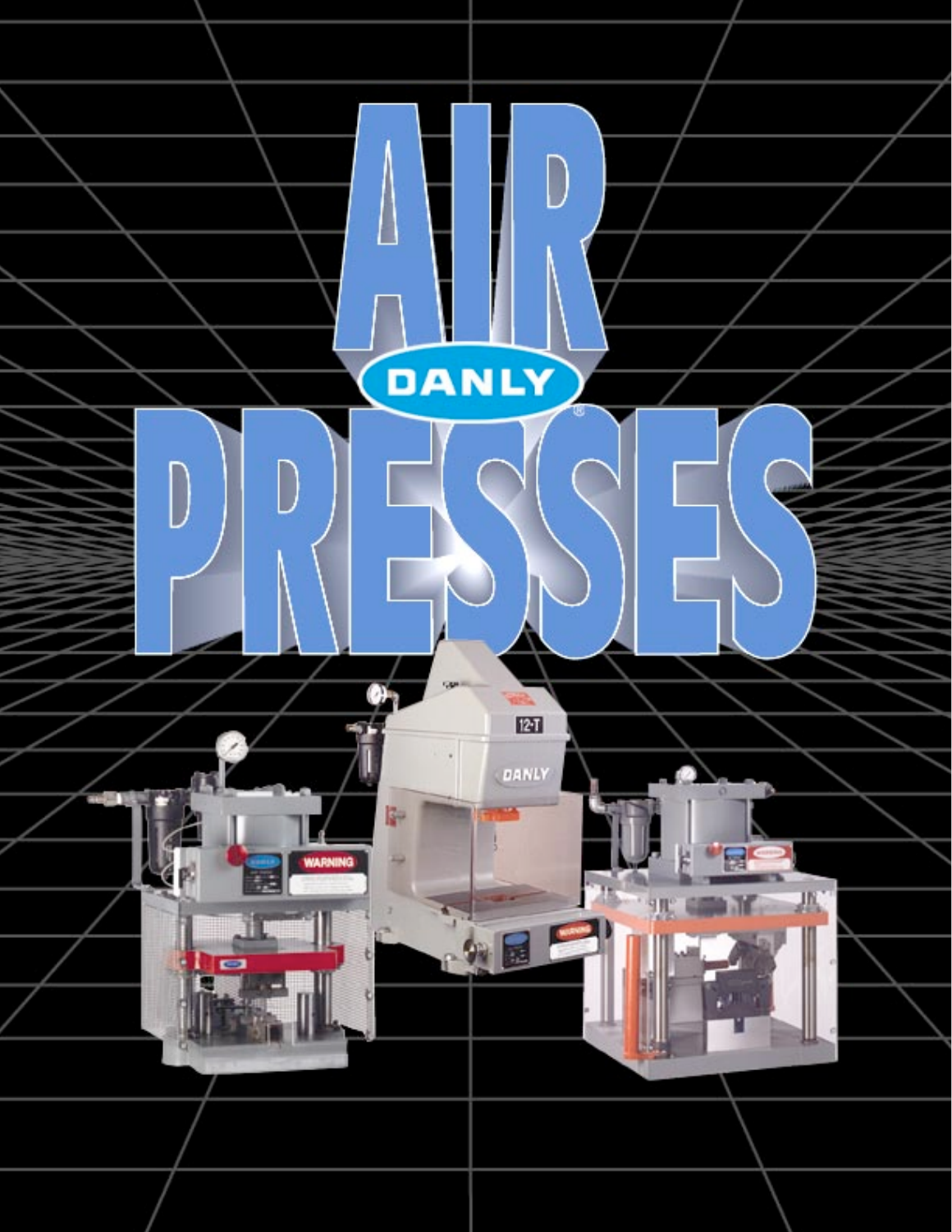# AIR DANLY PRESSES®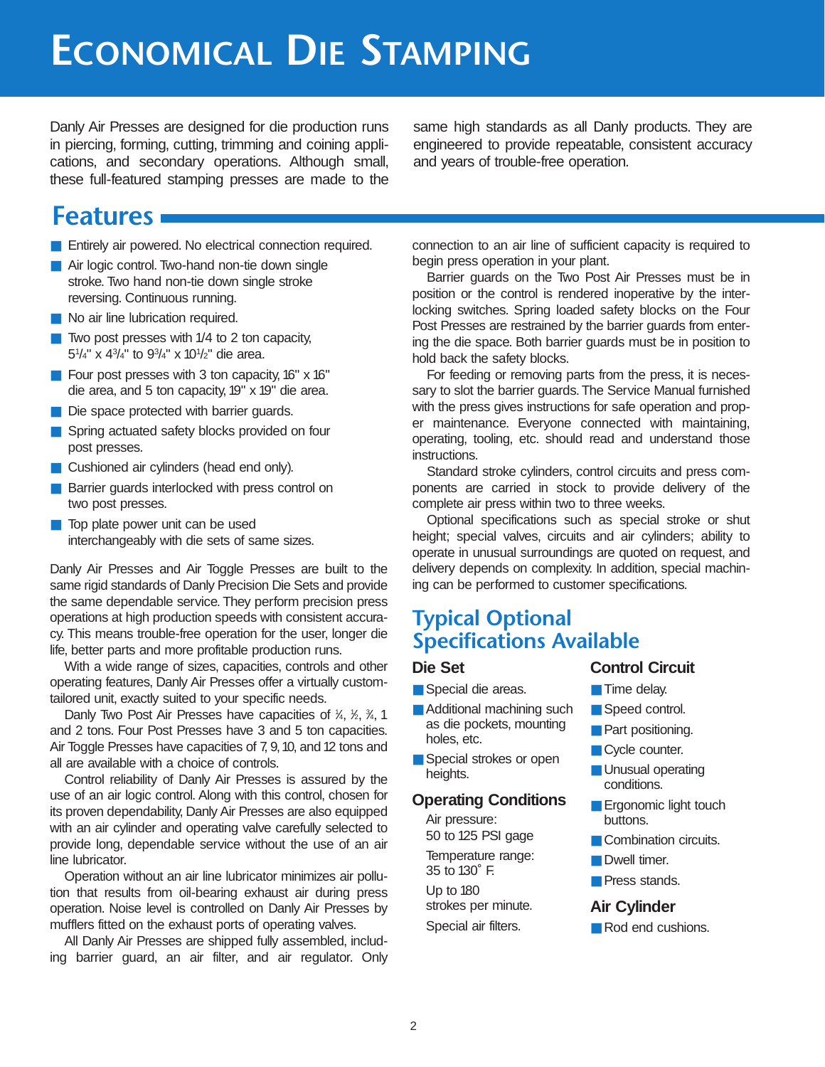# Economical Die Stamping

Danly Air Presses are designed for die production runs in piercing, forming, cutting, trimming and coining applications, and secondary operations. Although small, these full-featured stamping presses are made to the same high standards as all Danly products. They are engineered to provide repeatable, consistent accuracy and years of trouble-free operation.

## Features

- Entirely air powered. No electrical connection required.
- Air logic control. Two-hand non-tie down single stroke. Two hand non-tie down single stroke reversing. Continuous running.
- No air line lubrication required.
- Two post presses with 1/4 to 2 ton capacity, 5¼" x 4¾" to 9¾" x 10½" die area.
- Four post presses with 3 ton capacity, 16" x 16" die area, and 5 ton capacity, 19" x 19" die area.
- Die space protected with barrier guards.
- Spring actuated safety blocks provided on four post presses.
- Cushioned air cylinders (head end only).
- Barrier guards interlocked with press control on two post presses.
- Top plate power unit can be used interchangeably with die sets of same sizes.

Danly Air Presses and Air Toggle Presses are built to the same rigid standards of Danly Precision Die Sets and provide the same dependable service. They perform precision press operations at high production speeds with consistent accuracy. This means trouble-free operation for the user, longer die life, better parts and more profitable production runs.

With a wide range of sizes, capacities, controls and other operating features, Danly Air Presses offer a virtually custom-tailored unit, exactly suited to your specific needs.

Danly Two Post Air Presses have capacities of ¼, ½, ¾, 1 and 2 tons. Four Post Presses have 3 and 5 ton capacities. Air Toggle Presses have capacities of 7, 9, 10, and 12 tons and all are available with a choice of controls.

Control reliability of Danly Air Presses is assured by the use of an air logic control. Along with this control, chosen for its proven dependability, Danly Air Presses are also equipped with an air cylinder and operating valve carefully selected to provide long, dependable service without the use of an air line lubricator.

Operation without an air line lubricator minimizes air pollution that results from oil-bearing exhaust air during press operation. Noise level is controlled on Danly Air Presses by mufflers fitted on the exhaust ports of operating valves.

All Danly Air Presses are shipped fully assembled, including barrier guard, an air filter, and air regulator. Only connection to an air line of sufficient capacity is required to begin press operation in your plant.

Barrier guards on the Two Post Air Presses must be in position or the control is rendered inoperative by the interlocking switches. Spring loaded safety blocks on the Four Post Presses are restrained by the barrier guards from entering the die space. Both barrier guards must be in position to hold back the safety blocks.

For feeding or removing parts from the press, it is necessary to slot the barrier guards. The Service Manual furnished with the press gives instructions for safe operation and proper maintenance. Everyone connected with maintaining, operating, tooling, etc. should read and understand those instructions.

Standard stroke cylinders, control circuits and press components are carried in stock to provide delivery of the complete air press within two to three weeks.

Optional specifications such as special stroke or shut height; special valves, circuits and air cylinders; ability to operate in unusual surroundings are quoted on request, and delivery depends on complexity. In addition, special machining can be performed to customer specifications.

## Typical Optional Specifications Available

### Die Set

- Special die areas.
- Additional machining such as die pockets, mounting holes, etc.
- Special strokes or open heights.

### Operating Conditions

Air pressure:
50 to 125 PSI gage

Temperature range:
35 to 130˚ F.

Up to 180
strokes per minute.

Special air filters.

### Control Circuit

- Time delay.
- Speed control.
- Part positioning.
- Cycle counter.
- Unusual operating conditions.
- Ergonomic light touch buttons.
- Combination circuits.
- Dwell timer.
- Press stands.

### Air Cylinder

- Rod end cushions.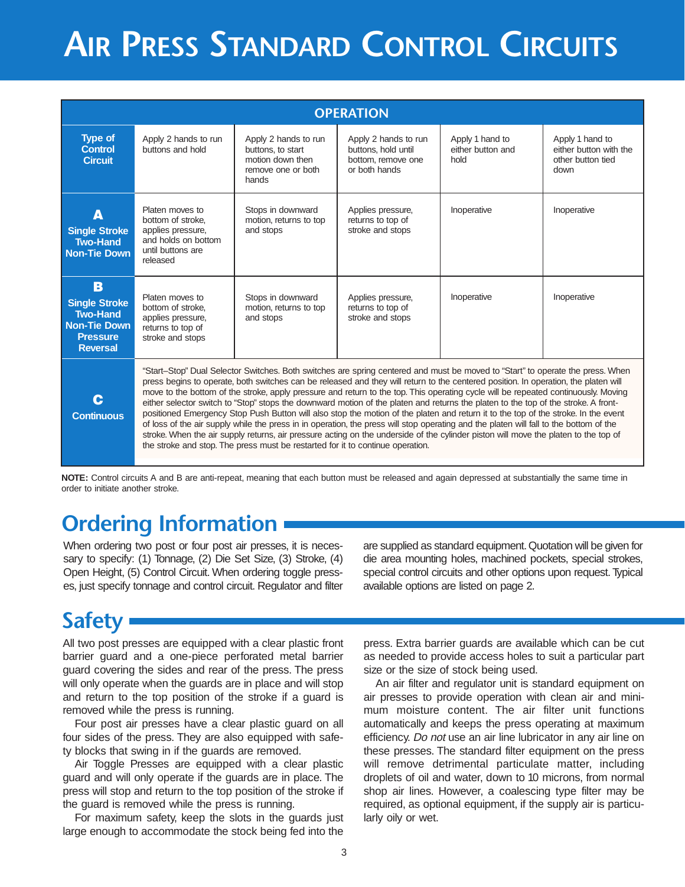# Air Press Standard Control Circuits

| OPERATION | | | | | |
|---|---|---|---|---|---|
| **Type of Control Circuit** | Apply 2 hands to run buttons and hold | Apply 2 hands to run buttons, to start motion down then remove one or both hands | Apply 2 hands to run buttons, hold until bottom, remove one or both hands | Apply 1 hand to either button and hold | Apply 1 hand to either button with the other button tied down |
| **A** **Single Stroke Two-Hand Non-Tie Down** | Platen moves to bottom of stroke, applies pressure, and holds on bottom until buttons are released | Stops in downward motion, returns to top and stops | Applies pressure, returns to top of stroke and stops | Inoperative | Inoperative |
| **B** **Single Stroke Two-Hand Non-Tie Down Pressure Reversal** | Platen moves to bottom of stroke, applies pressure, returns to top of stroke and stops | Stops in downward motion, returns to top and stops | Applies pressure, returns to top of stroke and stops | Inoperative | Inoperative |
| **C** **Continuous** | "Start–Stop" Dual Selector Switches. Both switches are spring centered and must be moved to "Start" to operate the press. When press begins to operate, both switches can be released and they will return to the centered position. In operation, the platen will move to the bottom of the stroke, apply pressure and return to the top. This operating cycle will be repeated continuously. Moving either selector switch to "Stop" stops the downward motion of the platen and returns the platen to the top of the stroke. A front-positioned Emergency Stop Push Button will also stop the motion of the platen and return it to the top of the stroke. In the event of loss of the air supply while the press in in operation, the press will stop operating and the platen will fall to the bottom of the stroke. When the air supply returns, air pressure acting on the underside of the cylinder piston will move the platen to the top of the stroke and stop. The press must be restarted for it to continue operation. | | | | |

**NOTE:** Control circuits A and B are anti-repeat, meaning that each button must be released and again depressed at substantially the same time in order to initiate another stroke.

## Ordering Information

When ordering two post or four post air presses, it is necessary to specify: (1) Tonnage, (2) Die Set Size, (3) Stroke, (4) Open Height, (5) Control Circuit. When ordering toggle presses, just specify tonnage and control circuit. Regulator and filter are supplied as standard equipment. Quotation will be given for die area mounting holes, machined pockets, special strokes, special control circuits and other options upon request. Typical available options are listed on page 2.

## Safety

All two post presses are equipped with a clear plastic front barrier guard and a one-piece perforated metal barrier guard covering the sides and rear of the press. The press will only operate when the guards are in place and will stop and return to the top position of the stroke if a guard is removed while the press is running.

Four post air presses have a clear plastic guard on all four sides of the press. They are also equipped with safety blocks that swing in if the guards are removed.

Air Toggle Presses are equipped with a clear plastic guard and will only operate if the guards are in place. The press will stop and return to the top position of the stroke if the guard is removed while the press is running.

For maximum safety, keep the slots in the guards just large enough to accommodate the stock being fed into the press. Extra barrier guards are available which can be cut as needed to provide access holes to suit a particular part size or the size of stock being used.

An air filter and regulator unit is standard equipment on air presses to provide operation with clean air and minimum moisture content. The air filter unit functions automatically and keeps the press operating at maximum efficiency. *Do not* use an air line lubricator in any air line on these presses. The standard filter equipment on the press will remove detrimental particulate matter, including droplets of oil and water, down to 10 microns, from normal shop air lines. However, a coalescing type filter may be required, as optional equipment, if the supply air is particularly oily or wet.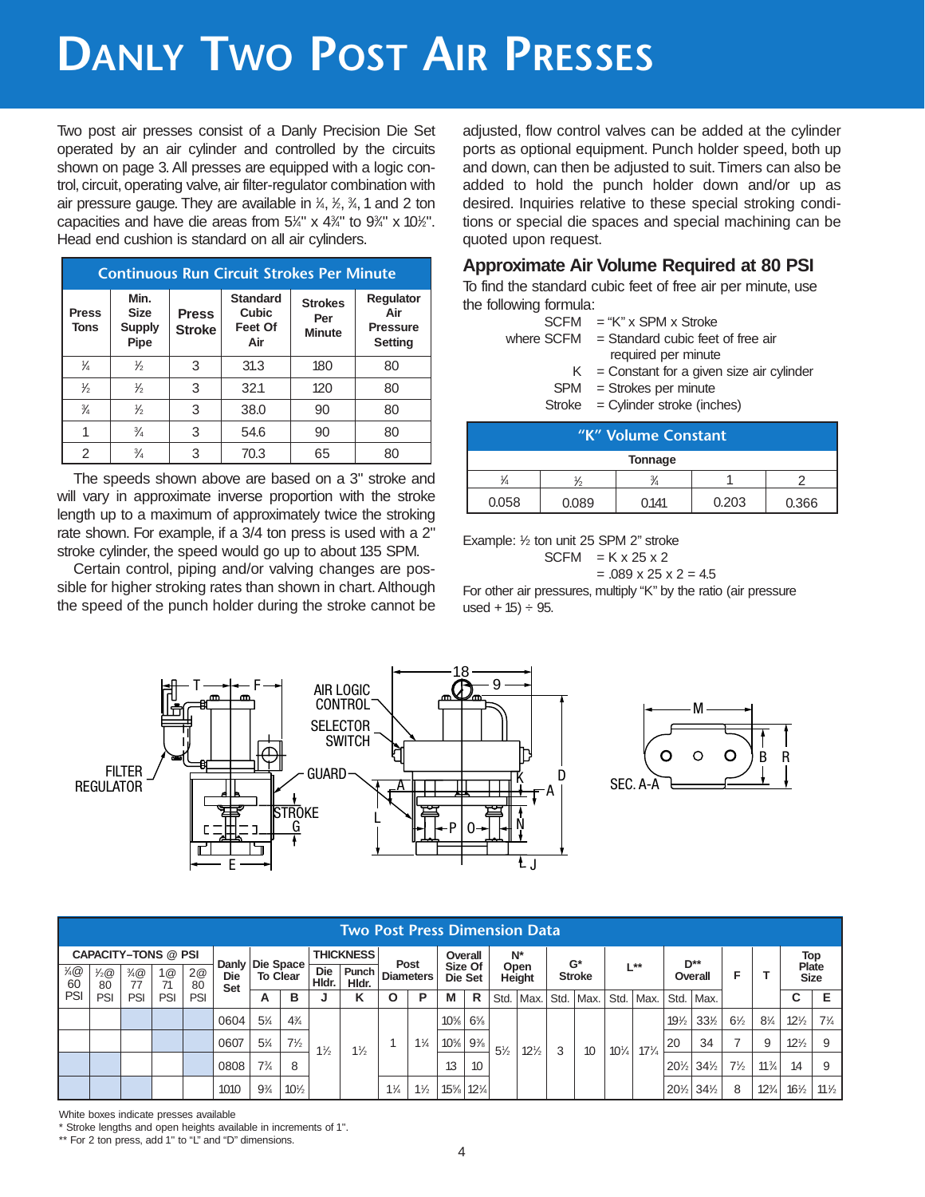# Danly Two Post Air Presses

Two post air presses consist of a Danly Precision Die Set operated by an air cylinder and controlled by the circuits shown on page 3. All presses are equipped with a logic control, circuit, operating valve, air filter-regulator combination with air pressure gauge. They are available in ¼, ½, ¾, 1 and 2 ton capacities and have die areas from 5¼" x 4¾" to 9¾" x 10½". Head end cushion is standard on all air cylinders.

| Press Tons | Min. Size Supply Pipe | Press Stroke | Standard Cubic Feet Of Air | Strokes Per Minute | Regulator Air Pressure Setting |
|---|---|---|---|---|---|
| ¼ | ½ | 3 | 31.3 | 180 | 80 |
| ½ | ½ | 3 | 32.1 | 120 | 80 |
| ¾ | ½ | 3 | 38.0 | 90 | 80 |
| 1 | ¾ | 3 | 54.6 | 90 | 80 |
| 2 | ¾ | 3 | 70.3 | 65 | 80 |

Continuous Run Circuit Strokes Per Minute

The speeds shown above are based on a 3" stroke and will vary in approximate inverse proportion with the stroke length up to a maximum of approximately twice the stroking rate shown. For example, if a 3/4 ton press is used with a 2" stroke cylinder, the speed would go up to about 135 SPM.

Certain control, piping and/or valving changes are possible for higher stroking rates than shown in chart. Although the speed of the punch holder during the stroke cannot be adjusted, flow control valves can be added at the cylinder ports as optional equipment. Punch holder speed, both up and down, can then be adjusted to suit. Timers can also be added to hold the punch holder down and/or up as desired. Inquiries relative to these special stroking conditions or special die spaces and special machining can be quoted upon request.

## Approximate Air Volume Required at 80 PSI

To find the standard cubic feet of free air per minute, use the following formula:

SCFM = "K" x SPM x Stroke

where SCFM = Standard cubic feet of free air required per minute
K = Constant for a given size air cylinder
SPM = Strokes per minute
Stroke = Cylinder stroke (inches)

"K" Volume Constant

| Tonnage | | | | |
|---|---|---|---|---|
| ¼ | ½ | ¾ | 1 | 2 |
| 0.058 | 0.089 | 0.141 | 0.203 | 0.366 |

Example: ½ ton unit 25 SPM 2" stroke
SCFM = K x 25 x 2
= .089 x 25 x 2 = 4.5

For other air pressures, multiply "K" by the ratio (air pressure used + 15) ÷ 95.

FILTER REGULATOR — AIR LOGIC CONTROL — SELECTOR SWITCH — GUARD — STROKE — SEC. A-A

## Two Post Press Dimension Data

| ¼@ 60 PSI | ½@ 80 PSI | ¾@ 77 PSI | 1@ 71 PSI | 2@ 80 PSI | Danly Die Set | Die Space To Clear A | Die Space To Clear B | Thickness Die Hldr. J | Thickness Punch Hldr. K | Post Diameters O | Post Diameters P | Overall Size Of Die Set M | Overall Size Of Die Set R | N* Open Height Std. | N* Open Height Max. | G* Stroke Std. | G* Stroke Max. | L** Std. | L** Max. | D** Overall Std. | D** Overall Max. | F | T | Top Plate Size C | Top Plate Size E |
|---|---|---|---|---|---|---|---|---|---|---|---|---|---|---|---|---|---|---|---|---|---|---|---|---|---|
| | | | | | 0604 | 5¼ | 4¾ | 1½ | 1½ | 1 | 1¼ | 10⅝ | 6⅞ | 5½ | 12½ | 3 | 10 | 10¼ | 17¼ | 19½ | 33½ | 6½ | 8¼ | 12½ | 7¾ |
| | | | | | 0607 | 5¼ | 7½ | 1½ | 1½ | 1 | 1¼ | 10⅝ | 9⅜ | 5½ | 12½ | 3 | 10 | 10¼ | 17¼ | 20 | 34 | 7 | 9 | 12½ | 9 |
| | | | | | 0808 | 7¾ | 8 | 1½ | 1½ | 1 | 1¼ | 13 | 10 | 5½ | 12½ | 3 | 10 | 10¼ | 17¼ | 20½ | 34½ | 7½ | 11¾ | 14 | 9 |
| | | | | | 1010 | 9¾ | 10½ | 1½ | 1½ | 1¼ | 1½ | 15⅝ | 12¼ | 5½ | 12½ | 3 | 10 | 10¼ | 17¼ | 20½ | 34½ | 8 | 12¾ | 16½ | 11½ |

White boxes indicate presses available
\* Stroke lengths and open heights available in increments of 1".
\** For 2 ton press, add 1" to "L" and "D" dimensions.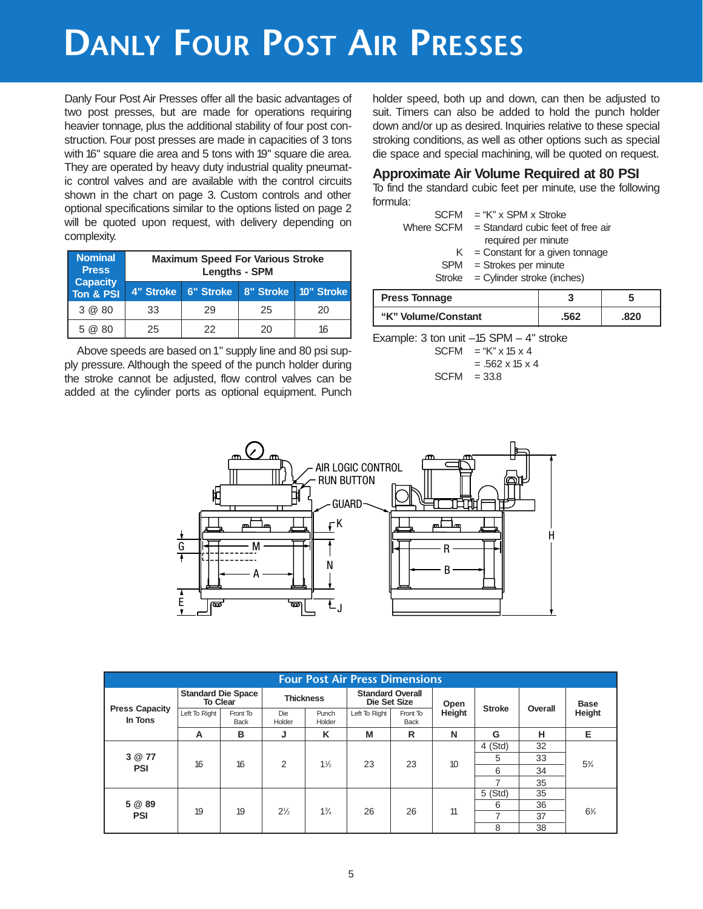# Danly Four Post Air Presses

Danly Four Post Air Presses offer all the basic advantages of two post presses, but are made for operations requiring heavier tonnage, plus the additional stability of four post construction. Four post presses are made in capacities of 3 tons with 16" square die area and 5 tons with 19" square die area. They are operated by heavy duty industrial quality pneumatic control valves and are available with the control circuits shown in the chart on page 3. Custom controls and other optional specifications similar to the options listed on page 2 will be quoted upon request, with delivery depending on complexity.

| Nominal Press Capacity Ton & PSI | Maximum Speed For Various Stroke Lengths - SPM | | | |
|---|---|---|---|---|
| | 4" Stroke | 6" Stroke | 8" Stroke | 10" Stroke |
| 3 @ 80 | 33 | 29 | 25 | 20 |
| 5 @ 80 | 25 | 22 | 20 | 16 |

Above speeds are based on 1" supply line and 80 psi supply pressure. Although the speed of the punch holder during the stroke cannot be adjusted, flow control valves can be added at the cylinder ports as optional equipment. Punch holder speed, both up and down, can then be adjusted to suit. Timers can also be added to hold the punch holder down and/or up as desired. Inquiries relative to these special stroking conditions, as well as other options such as special die space and special machining, will be quoted on request.

## Approximate Air Volume Required at 80 PSI

To find the standard cubic feet per minute, use the following formula:

SCFM = "K" x SPM x Stroke

Where SCFM = Standard cubic feet of free air required per minute
K = Constant for a given tonnage
SPM = Strokes per minute
Stroke = Cylinder stroke (inches)

| Press Tonnage | 3 | 5 |
|---|---|---|
| "K" Volume/Constant | .562 | .820 |

Example: 3 ton unit –15 SPM – 4" stroke
SCFM = "K" x 15 x 4
= .562 x 15 x 4
SCFM = 33.8

AIR LOGIC CONTROL RUN BUTTON

GUARD

| Press Capacity In Tons | Standard Die Space To Clear | | Thickness | | Standard Overall Die Set Size | | Open Height | Stroke | Overall | Base Height |
|---|---|---|---|---|---|---|---|---|---|---|
| | Left To Right | Front To Back | Die Holder | Punch Holder | Left To Right | Front To Back | | | | |
| | A | B | J | K | M | R | N | G | H | E |
| 3 @ 77 PSI | 16 | 16 | 2 | 1½ | 23 | 23 | 10 | 4 (Std) | 32 | 5¾ |
| | | | | | | | | 5 | 33 | |
| | | | | | | | | 6 | 34 | |
| | | | | | | | | 7 | 35 | |
| 5 @ 89 PSI | 19 | 19 | 2½ | 1¾ | 26 | 26 | 11 | 5 (Std) | 35 | 6¼ |
| | | | | | | | | 6 | 36 | |
| | | | | | | | | 7 | 37 | |
| | | | | | | | | 8 | 38 | |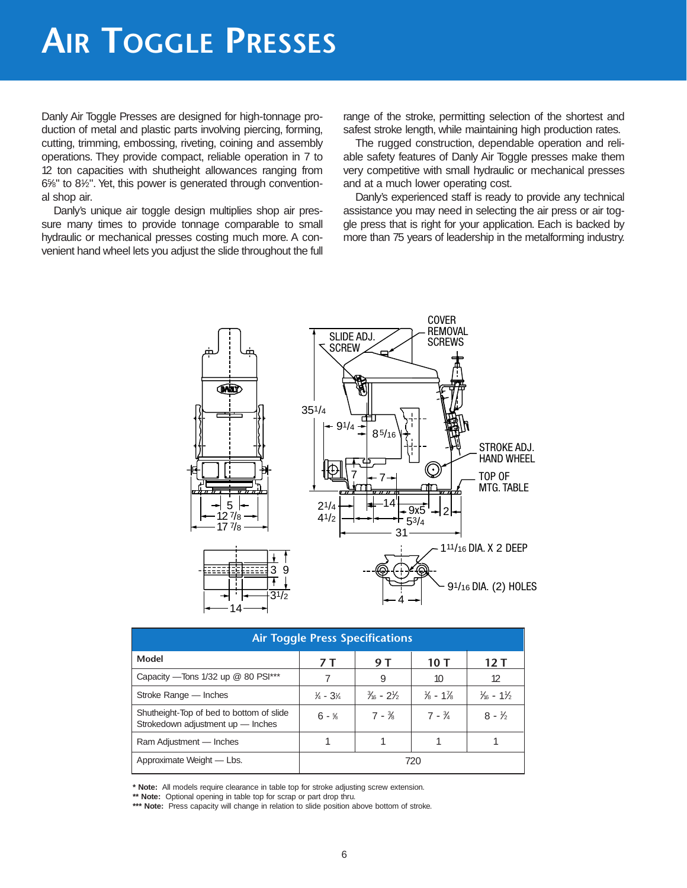# Air Toggle Presses

Danly Air Toggle Presses are designed for high-tonnage production of metal and plastic parts involving piercing, forming, cutting, trimming, embossing, riveting, coining and assembly operations. They provide compact, reliable operation in 7 to 12 ton capacities with shutheight allowances ranging from 6⅝" to 8½". Yet, this power is generated through conventional shop air.

Danly's unique air toggle design multiplies shop air pressure many times to provide tonnage comparable to small hydraulic or mechanical presses costing much more. A convenient hand wheel lets you adjust the slide throughout the full range of the stroke, permitting selection of the shortest and safest stroke length, while maintaining high production rates.

The rugged construction, dependable operation and reliable safety features of Danly Air Toggle presses make them very competitive with small hydraulic or mechanical presses and at a much lower operating cost.

Danly's experienced staff is ready to provide any technical assistance you may need in selecting the air press or air toggle press that is right for your application. Each is backed by more than 75 years of leadership in the metalforming industry.

| Air Toggle Press Specifications | | | | |
|---|---|---|---|---|
| Model | 7 T | 9 T | 10 T | 12 T |
| Capacity —Tons 1/32 up @ 80 PSI*** | 7 | 9 | 10 | 12 |
| Stroke Range — Inches | ¼ - 3¼ | 3/16 - 2½ | ⅛ - 1⅞ | 1/16 - 1½ |
| Shutheight-Top of bed to bottom of slide Strokedown adjustment up — Inches | 6 - ⅝ | 7 - ⅜ | 7 - ¾ | 8 - ½ |
| Ram Adjustment — Inches | 1 | 1 | 1 | 1 |
| Approximate Weight — Lbs. | 720 | | | |

**\* Note:** All models require clearance in table top for stroke adjusting screw extension.
**\*\* Note:** Optional opening in table top for scrap or part drop thru.
**\*\*\* Note:** Press capacity will change in relation to slide position above bottom of stroke.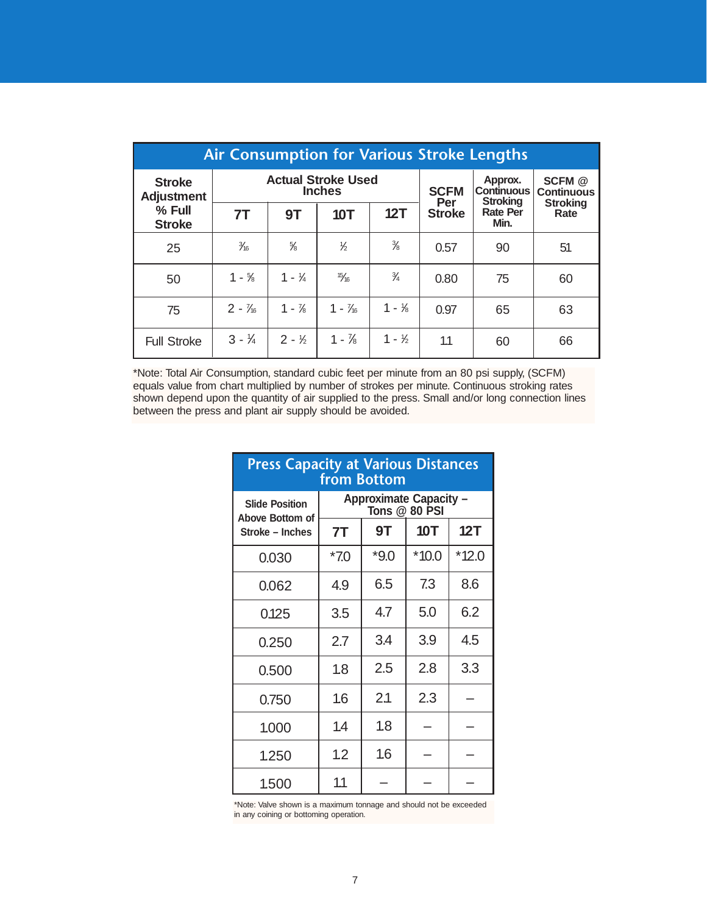## Air Consumption for Various Stroke Lengths

| Stroke Adjustment % Full Stroke | Actual Stroke Used Inches | | | | SCFM Per Stroke | Approx. Continuous Stroking Rate Per Min. | SCFM @ Continuous Stroking Rate |
|---|---|---|---|---|---|---|---|
| | 7T | 9T | 10T | 12T | | | |
| 25 | 3/16 | 5/8 | 1/2 | 3/8 | 0.57 | 90 | 51 |
| 50 | 1 - 5/8 | 1 - 1/4 | 15/16 | 3/4 | 0.80 | 75 | 60 |
| 75 | 2 - 7/16 | 1 - 7/8 | 1 - 7/16 | 1 - 1/8 | 0.97 | 65 | 63 |
| Full Stroke | 3 - 1/4 | 2 - 1/2 | 1 - 7/8 | 1 - 1/2 | 1.1 | 60 | 66 |

*Note: Total Air Consumption, standard cubic feet per minute from an 80 psi supply, (SCFM) equals value from chart multiplied by number of strokes per minute. Continuous stroking rates shown depend upon the quantity of air supplied to the press. Small and/or long connection lines between the press and plant air supply should be avoided.

## Press Capacity at Various Distances from Bottom

| Slide Position Above Bottom of Stroke – Inches | Approximate Capacity – Tons @ 80 PSI | | | |
|---|---|---|---|---|
| | 7T | 9T | 10T | 12T |
| 0.030 | *7.0 | *9.0 | *10.0 | *12.0 |
| 0.062 | 4.9 | 6.5 | 7.3 | 8.6 |
| 0.125 | 3.5 | 4.7 | 5.0 | 6.2 |
| 0.250 | 2.7 | 3.4 | 3.9 | 4.5 |
| 0.500 | 1.8 | 2.5 | 2.8 | 3.3 |
| 0.750 | 1.6 | 2.1 | 2.3 | – |
| 1.000 | 1.4 | 1.8 | – | – |
| 1.250 | 1.2 | 1.6 | – | – |
| 1.500 | 1.1 | – | – | – |

*Note: Valve shown is a maximum tonnage and should not be exceeded in any coining or bottoming operation.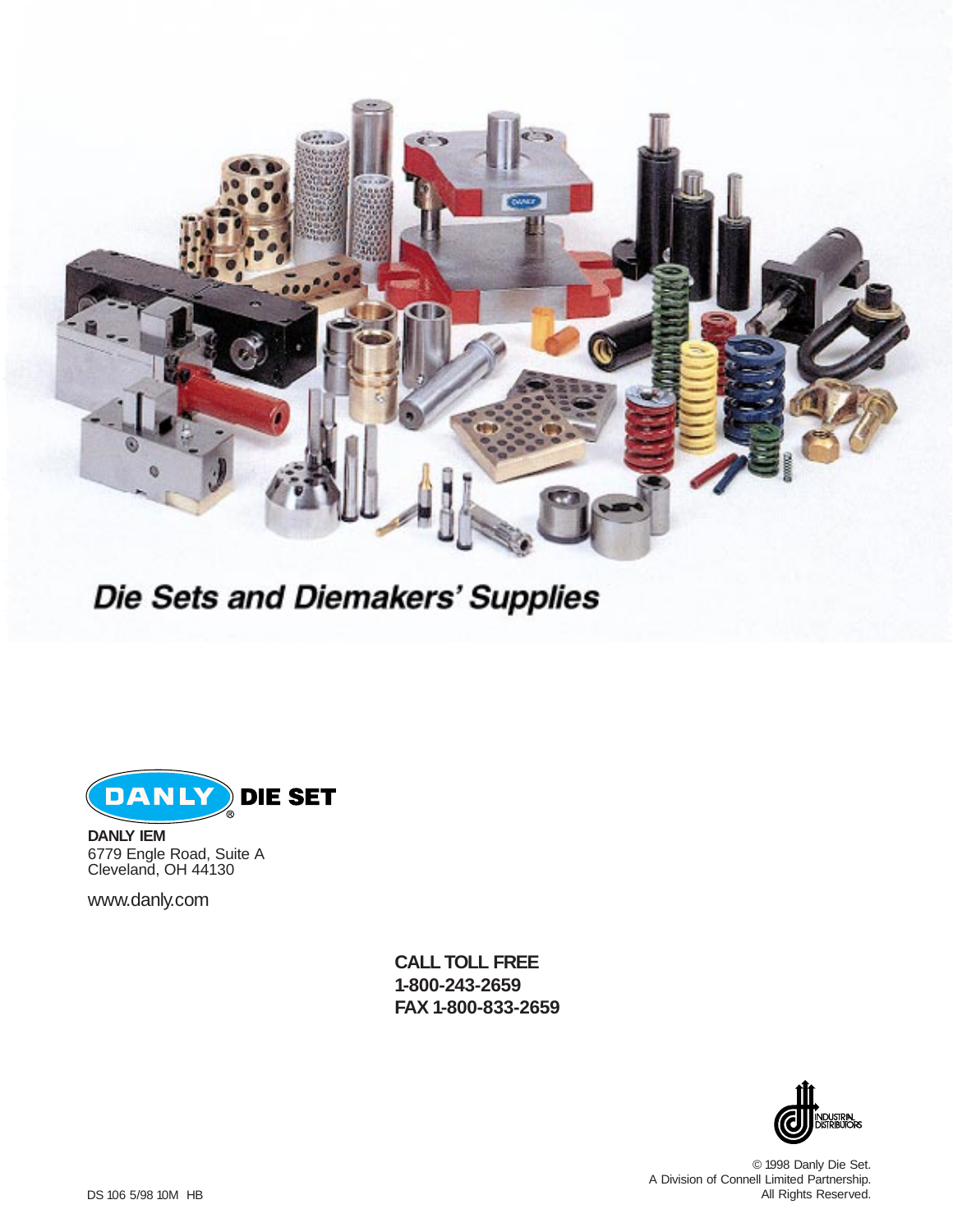# Die Sets and Diemakers' Supplies

DANLY DIE SET

**DANLY IEM**
6779 Engle Road, Suite A
Cleveland, OH 44130

www.danly.com

**CALL TOLL FREE**
**1-800-243-2659**
**FAX 1-800-833-2659**

INDUSTRIAL DISTRIBUTORS

© 1998 Danly Die Set.
A Division of Connell Limited Partnership.
All Rights Reserved.

DS 106 5/98 10M HB